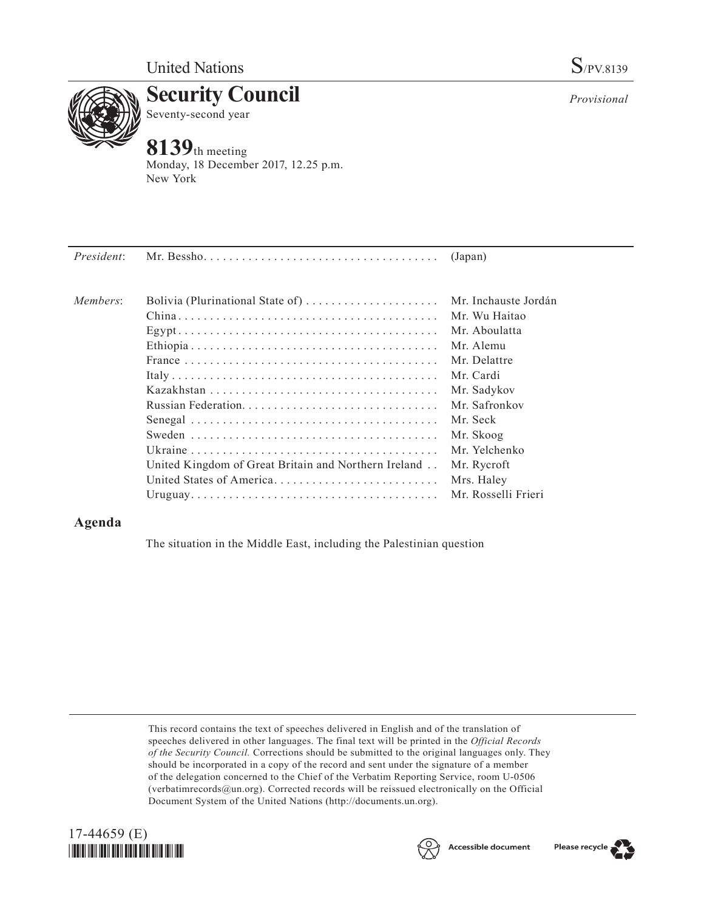United Nations

S/PV.8139

# Security Council

Seventy-second year

*Provisional*

## 8139th meeting

Monday, 18 December 2017, 12.25 p.m.
New York

| | | |
|---|---|---|
| *President*: | Mr. Bessho | (Japan) |
| *Members*: | Bolivia (Plurinational State of) | Mr. Inchauste Jordán |
| | China | Mr. Wu Haitao |
| | Egypt | Mr. Aboulatta |
| | Ethiopia | Mr. Alemu |
| | France | Mr. Delattre |
| | Italy | Mr. Cardi |
| | Kazakhstan | Mr. Sadykov |
| | Russian Federation | Mr. Safronkov |
| | Senegal | Mr. Seck |
| | Sweden | Mr. Skoog |
| | Ukraine | Mr. Yelchenko |
| | United Kingdom of Great Britain and Northern Ireland | Mr. Rycroft |
| | United States of America | Mrs. Haley |
| | Uruguay | Mr. Rosselli Frieri |

## Agenda

The situation in the Middle East, including the Palestinian question

This record contains the text of speeches delivered in English and of the translation of speeches delivered in other languages. The final text will be printed in the *Official Records of the Security Council*. Corrections should be submitted to the original languages only. They should be incorporated in a copy of the record and sent under the signature of a member of the delegation concerned to the Chief of the Verbatim Reporting Service, room U-0506 (verbatimrecords@un.org). Corrected records will be reissued electronically on the Official Document System of the United Nations (http://documents.un.org).

17-44659 (E)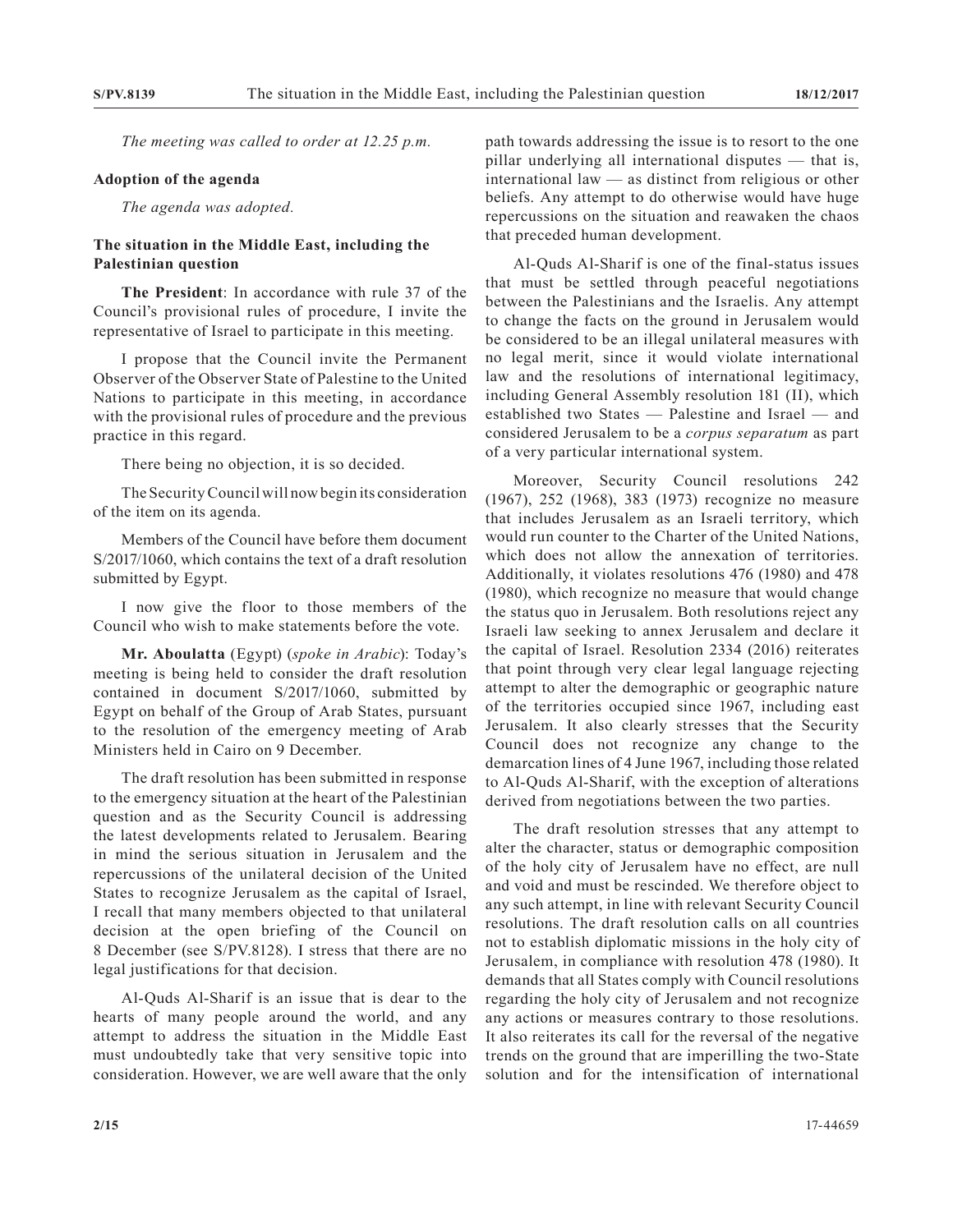*The meeting was called to order at 12.25 p.m.*

**Adoption of the agenda**

*The agenda was adopted.*

**The situation in the Middle East, including the Palestinian question**

**The President**: In accordance with rule 37 of the Council's provisional rules of procedure, I invite the representative of Israel to participate in this meeting.

I propose that the Council invite the Permanent Observer of the Observer State of Palestine to the United Nations to participate in this meeting, in accordance with the provisional rules of procedure and the previous practice in this regard.

There being no objection, it is so decided.

The Security Council will now begin its consideration of the item on its agenda.

Members of the Council have before them document S/2017/1060, which contains the text of a draft resolution submitted by Egypt.

I now give the floor to those members of the Council who wish to make statements before the vote.

**Mr. Aboulatta** (Egypt) (*spoke in Arabic*): Today's meeting is being held to consider the draft resolution contained in document S/2017/1060, submitted by Egypt on behalf of the Group of Arab States, pursuant to the resolution of the emergency meeting of Arab Ministers held in Cairo on 9 December.

The draft resolution has been submitted in response to the emergency situation at the heart of the Palestinian question and as the Security Council is addressing the latest developments related to Jerusalem. Bearing in mind the serious situation in Jerusalem and the repercussions of the unilateral decision of the United States to recognize Jerusalem as the capital of Israel, I recall that many members objected to that unilateral decision at the open briefing of the Council on 8 December (see S/PV.8128). I stress that there are no legal justifications for that decision.

Al-Quds Al-Sharif is an issue that is dear to the hearts of many people around the world, and any attempt to address the situation in the Middle East must undoubtedly take that very sensitive topic into consideration. However, we are well aware that the only path towards addressing the issue is to resort to the one pillar underlying all international disputes — that is, international law — as distinct from religious or other beliefs. Any attempt to do otherwise would have huge repercussions on the situation and reawaken the chaos that preceded human development.

Al-Quds Al-Sharif is one of the final-status issues that must be settled through peaceful negotiations between the Palestinians and the Israelis. Any attempt to change the facts on the ground in Jerusalem would be considered to be an illegal unilateral measures with no legal merit, since it would violate international law and the resolutions of international legitimacy, including General Assembly resolution 181 (II), which established two States — Palestine and Israel — and considered Jerusalem to be a *corpus separatum* as part of a very particular international system.

Moreover, Security Council resolutions 242 (1967), 252 (1968), 383 (1973) recognize no measure that includes Jerusalem as an Israeli territory, which would run counter to the Charter of the United Nations, which does not allow the annexation of territories. Additionally, it violates resolutions 476 (1980) and 478 (1980), which recognize no measure that would change the status quo in Jerusalem. Both resolutions reject any Israeli law seeking to annex Jerusalem and declare it the capital of Israel. Resolution 2334 (2016) reiterates that point through very clear legal language rejecting attempt to alter the demographic or geographic nature of the territories occupied since 1967, including east Jerusalem. It also clearly stresses that the Security Council does not recognize any change to the demarcation lines of 4 June 1967, including those related to Al-Quds Al-Sharif, with the exception of alterations derived from negotiations between the two parties.

The draft resolution stresses that any attempt to alter the character, status or demographic composition of the holy city of Jerusalem have no effect, are null and void and must be rescinded. We therefore object to any such attempt, in line with relevant Security Council resolutions. The draft resolution calls on all countries not to establish diplomatic missions in the holy city of Jerusalem, in compliance with resolution 478 (1980). It demands that all States comply with Council resolutions regarding the holy city of Jerusalem and not recognize any actions or measures contrary to those resolutions. It also reiterates its call for the reversal of the negative trends on the ground that are imperilling the two-State solution and for the intensification of international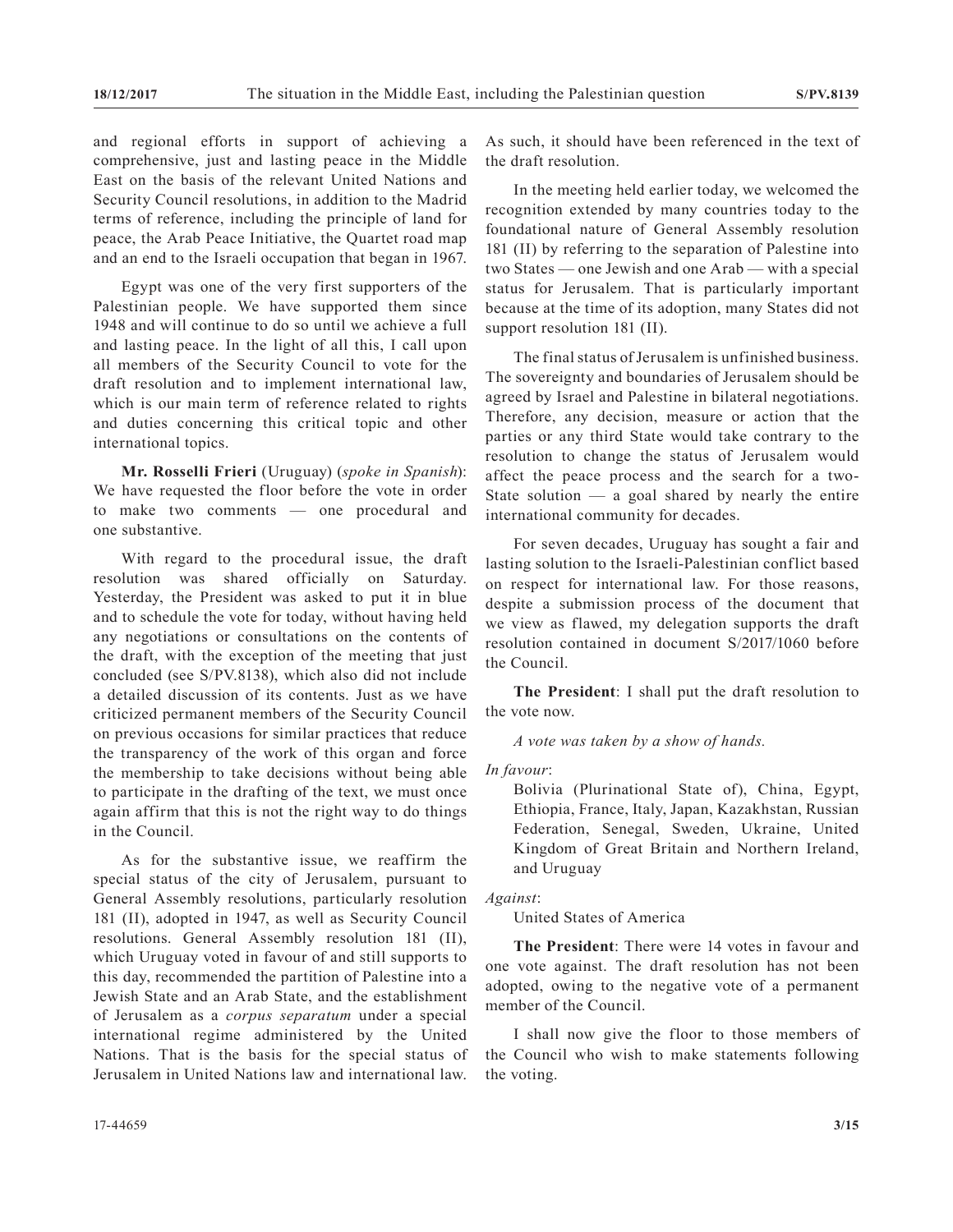and regional efforts in support of achieving a comprehensive, just and lasting peace in the Middle East on the basis of the relevant United Nations and Security Council resolutions, in addition to the Madrid terms of reference, including the principle of land for peace, the Arab Peace Initiative, the Quartet road map and an end to the Israeli occupation that began in 1967.

Egypt was one of the very first supporters of the Palestinian people. We have supported them since 1948 and will continue to do so until we achieve a full and lasting peace. In the light of all this, I call upon all members of the Security Council to vote for the draft resolution and to implement international law, which is our main term of reference related to rights and duties concerning this critical topic and other international topics.

**Mr. Rosselli Frieri** (Uruguay) (*spoke in Spanish*): We have requested the floor before the vote in order to make two comments — one procedural and one substantive.

With regard to the procedural issue, the draft resolution was shared officially on Saturday. Yesterday, the President was asked to put it in blue and to schedule the vote for today, without having held any negotiations or consultations on the contents of the draft, with the exception of the meeting that just concluded (see S/PV.8138), which also did not include a detailed discussion of its contents. Just as we have criticized permanent members of the Security Council on previous occasions for similar practices that reduce the transparency of the work of this organ and force the membership to take decisions without being able to participate in the drafting of the text, we must once again affirm that this is not the right way to do things in the Council.

As for the substantive issue, we reaffirm the special status of the city of Jerusalem, pursuant to General Assembly resolutions, particularly resolution 181 (II), adopted in 1947, as well as Security Council resolutions. General Assembly resolution 181 (II), which Uruguay voted in favour of and still supports to this day, recommended the partition of Palestine into a Jewish State and an Arab State, and the establishment of Jerusalem as a *corpus separatum* under a special international regime administered by the United Nations. That is the basis for the special status of Jerusalem in United Nations law and international law. As such, it should have been referenced in the text of the draft resolution.

In the meeting held earlier today, we welcomed the recognition extended by many countries today to the foundational nature of General Assembly resolution 181 (II) by referring to the separation of Palestine into two States — one Jewish and one Arab — with a special status for Jerusalem. That is particularly important because at the time of its adoption, many States did not support resolution 181 (II).

The final status of Jerusalem is unfinished business. The sovereignty and boundaries of Jerusalem should be agreed by Israel and Palestine in bilateral negotiations. Therefore, any decision, measure or action that the parties or any third State would take contrary to the resolution to change the status of Jerusalem would affect the peace process and the search for a two-State solution — a goal shared by nearly the entire international community for decades.

For seven decades, Uruguay has sought a fair and lasting solution to the Israeli-Palestinian conflict based on respect for international law. For those reasons, despite a submission process of the document that we view as flawed, my delegation supports the draft resolution contained in document S/2017/1060 before the Council.

**The President**: I shall put the draft resolution to the vote now.

*A vote was taken by a show of hands.*

*In favour*:

Bolivia (Plurinational State of), China, Egypt, Ethiopia, France, Italy, Japan, Kazakhstan, Russian Federation, Senegal, Sweden, Ukraine, United Kingdom of Great Britain and Northern Ireland, and Uruguay

*Against*:

United States of America

**The President**: There were 14 votes in favour and one vote against. The draft resolution has not been adopted, owing to the negative vote of a permanent member of the Council.

I shall now give the floor to those members of the Council who wish to make statements following the voting.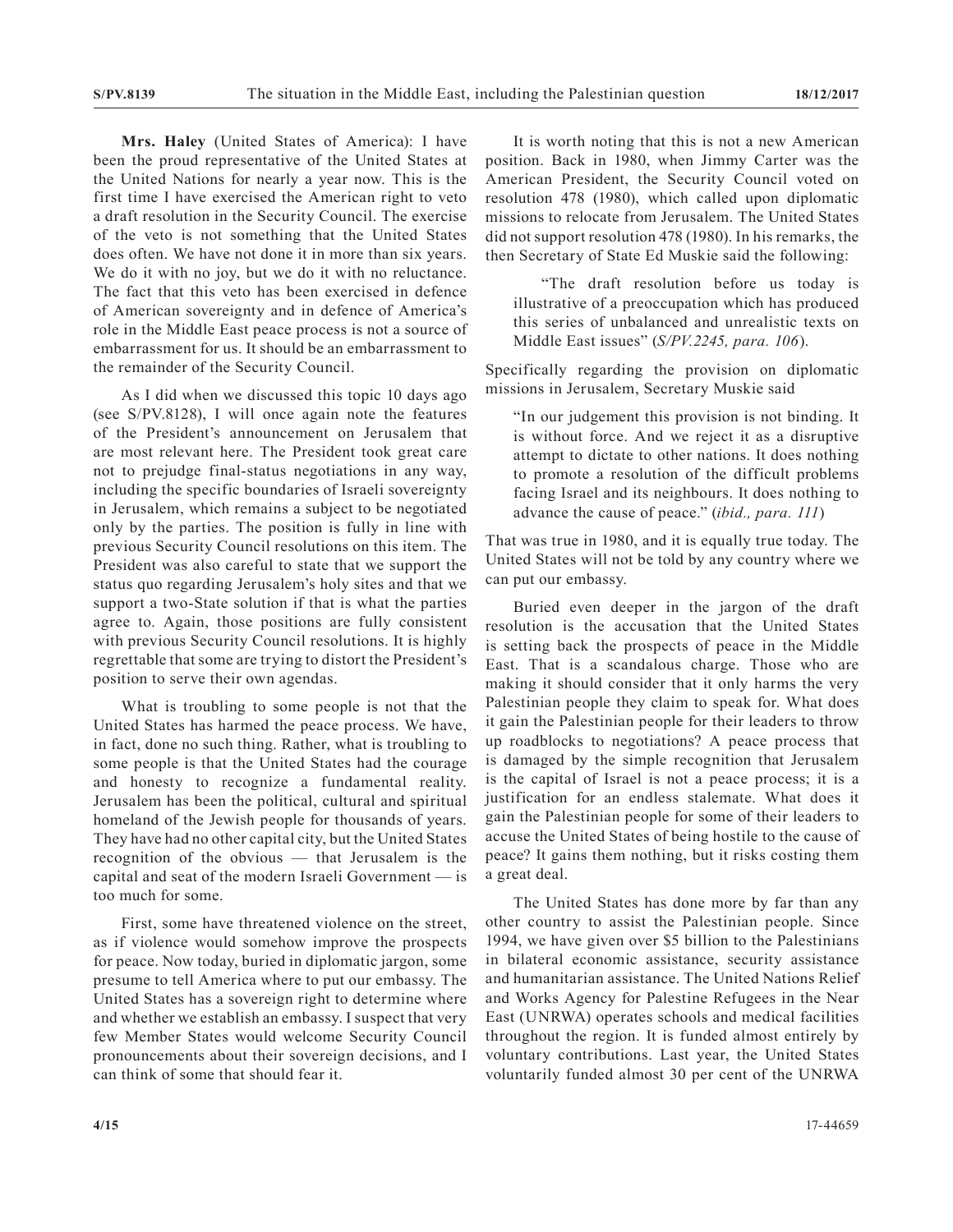**Mrs. Haley** (United States of America): I have been the proud representative of the United States at the United Nations for nearly a year now. This is the first time I have exercised the American right to veto a draft resolution in the Security Council. The exercise of the veto is not something that the United States does often. We have not done it in more than six years. We do it with no joy, but we do it with no reluctance. The fact that this veto has been exercised in defence of American sovereignty and in defence of America's role in the Middle East peace process is not a source of embarrassment for us. It should be an embarrassment to the remainder of the Security Council.

As I did when we discussed this topic 10 days ago (see S/PV.8128), I will once again note the features of the President's announcement on Jerusalem that are most relevant here. The President took great care not to prejudge final-status negotiations in any way, including the specific boundaries of Israeli sovereignty in Jerusalem, which remains a subject to be negotiated only by the parties. The position is fully in line with previous Security Council resolutions on this item. The President was also careful to state that we support the status quo regarding Jerusalem's holy sites and that we support a two-State solution if that is what the parties agree to. Again, those positions are fully consistent with previous Security Council resolutions. It is highly regrettable that some are trying to distort the President's position to serve their own agendas.

What is troubling to some people is not that the United States has harmed the peace process. We have, in fact, done no such thing. Rather, what is troubling to some people is that the United States had the courage and honesty to recognize a fundamental reality. Jerusalem has been the political, cultural and spiritual homeland of the Jewish people for thousands of years. They have had no other capital city, but the United States recognition of the obvious — that Jerusalem is the capital and seat of the modern Israeli Government — is too much for some.

First, some have threatened violence on the street, as if violence would somehow improve the prospects for peace. Now today, buried in diplomatic jargon, some presume to tell America where to put our embassy. The United States has a sovereign right to determine where and whether we establish an embassy. I suspect that very few Member States would welcome Security Council pronouncements about their sovereign decisions, and I can think of some that should fear it.

It is worth noting that this is not a new American position. Back in 1980, when Jimmy Carter was the American President, the Security Council voted on resolution 478 (1980), which called upon diplomatic missions to relocate from Jerusalem. The United States did not support resolution 478 (1980). In his remarks, the then Secretary of State Ed Muskie said the following:

> "The draft resolution before us today is illustrative of a preoccupation which has produced this series of unbalanced and unrealistic texts on Middle East issues" (*S/PV.2245, para. 106*).

Specifically regarding the provision on diplomatic missions in Jerusalem, Secretary Muskie said

> "In our judgement this provision is not binding. It is without force. And we reject it as a disruptive attempt to dictate to other nations. It does nothing to promote a resolution of the difficult problems facing Israel and its neighbours. It does nothing to advance the cause of peace." (*ibid., para. 111*)

That was true in 1980, and it is equally true today. The United States will not be told by any country where we can put our embassy.

Buried even deeper in the jargon of the draft resolution is the accusation that the United States is setting back the prospects of peace in the Middle East. That is a scandalous charge. Those who are making it should consider that it only harms the very Palestinian people they claim to speak for. What does it gain the Palestinian people for their leaders to throw up roadblocks to negotiations? A peace process that is damaged by the simple recognition that Jerusalem is the capital of Israel is not a peace process; it is a justification for an endless stalemate. What does it gain the Palestinian people for some of their leaders to accuse the United States of being hostile to the cause of peace? It gains them nothing, but it risks costing them a great deal.

The United States has done more by far than any other country to assist the Palestinian people. Since 1994, we have given over \$5 billion to the Palestinians in bilateral economic assistance, security assistance and humanitarian assistance. The United Nations Relief and Works Agency for Palestine Refugees in the Near East (UNRWA) operates schools and medical facilities throughout the region. It is funded almost entirely by voluntary contributions. Last year, the United States voluntarily funded almost 30 per cent of the UNRWA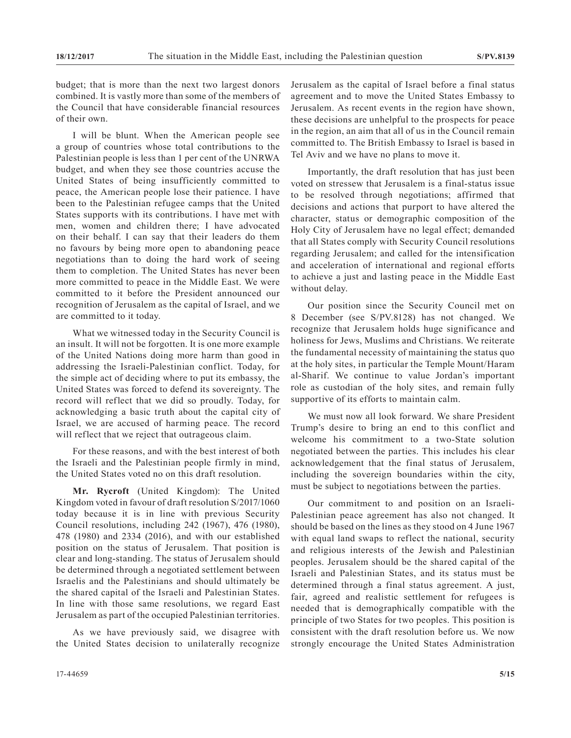budget; that is more than the next two largest donors combined. It is vastly more than some of the members of the Council that have considerable financial resources of their own.

I will be blunt. When the American people see a group of countries whose total contributions to the Palestinian people is less than 1 per cent of the UNRWA budget, and when they see those countries accuse the United States of being insufficiently committed to peace, the American people lose their patience. I have been to the Palestinian refugee camps that the United States supports with its contributions. I have met with men, women and children there; I have advocated on their behalf. I can say that their leaders do them no favours by being more open to abandoning peace negotiations than to doing the hard work of seeing them to completion. The United States has never been more committed to peace in the Middle East. We were committed to it before the President announced our recognition of Jerusalem as the capital of Israel, and we are committed to it today.

What we witnessed today in the Security Council is an insult. It will not be forgotten. It is one more example of the United Nations doing more harm than good in addressing the Israeli-Palestinian conflict. Today, for the simple act of deciding where to put its embassy, the United States was forced to defend its sovereignty. The record will reflect that we did so proudly. Today, for acknowledging a basic truth about the capital city of Israel, we are accused of harming peace. The record will reflect that we reject that outrageous claim.

For these reasons, and with the best interest of both the Israeli and the Palestinian people firmly in mind, the United States voted no on this draft resolution.

**Mr. Rycroft** (United Kingdom): The United Kingdom voted in favour of draft resolution S/2017/1060 today because it is in line with previous Security Council resolutions, including 242 (1967), 476 (1980), 478 (1980) and 2334 (2016), and with our established position on the status of Jerusalem. That position is clear and long-standing. The status of Jerusalem should be determined through a negotiated settlement between Israelis and the Palestinians and should ultimately be the shared capital of the Israeli and Palestinian States. In line with those same resolutions, we regard East Jerusalem as part of the occupied Palestinian territories.

As we have previously said, we disagree with the United States decision to unilaterally recognize Jerusalem as the capital of Israel before a final status agreement and to move the United States Embassy to Jerusalem. As recent events in the region have shown, these decisions are unhelpful to the prospects for peace in the region, an aim that all of us in the Council remain committed to. The British Embassy to Israel is based in Tel Aviv and we have no plans to move it.

Importantly, the draft resolution that has just been voted on stressew that Jerusalem is a final-status issue to be resolved through negotiations; affirmed that decisions and actions that purport to have altered the character, status or demographic composition of the Holy City of Jerusalem have no legal effect; demanded that all States comply with Security Council resolutions regarding Jerusalem; and called for the intensification and acceleration of international and regional efforts to achieve a just and lasting peace in the Middle East without delay.

Our position since the Security Council met on 8 December (see S/PV.8128) has not changed. We recognize that Jerusalem holds huge significance and holiness for Jews, Muslims and Christians. We reiterate the fundamental necessity of maintaining the status quo at the holy sites, in particular the Temple Mount/Haram al-Sharif. We continue to value Jordan's important role as custodian of the holy sites, and remain fully supportive of its efforts to maintain calm.

We must now all look forward. We share President Trump's desire to bring an end to this conflict and welcome his commitment to a two-State solution negotiated between the parties. This includes his clear acknowledgement that the final status of Jerusalem, including the sovereign boundaries within the city, must be subject to negotiations between the parties.

Our commitment to and position on an Israeli-Palestinian peace agreement has also not changed. It should be based on the lines as they stood on 4 June 1967 with equal land swaps to reflect the national, security and religious interests of the Jewish and Palestinian peoples. Jerusalem should be the shared capital of the Israeli and Palestinian States, and its status must be determined through a final status agreement. A just, fair, agreed and realistic settlement for refugees is needed that is demographically compatible with the principle of two States for two peoples. This position is consistent with the draft resolution before us. We now strongly encourage the United States Administration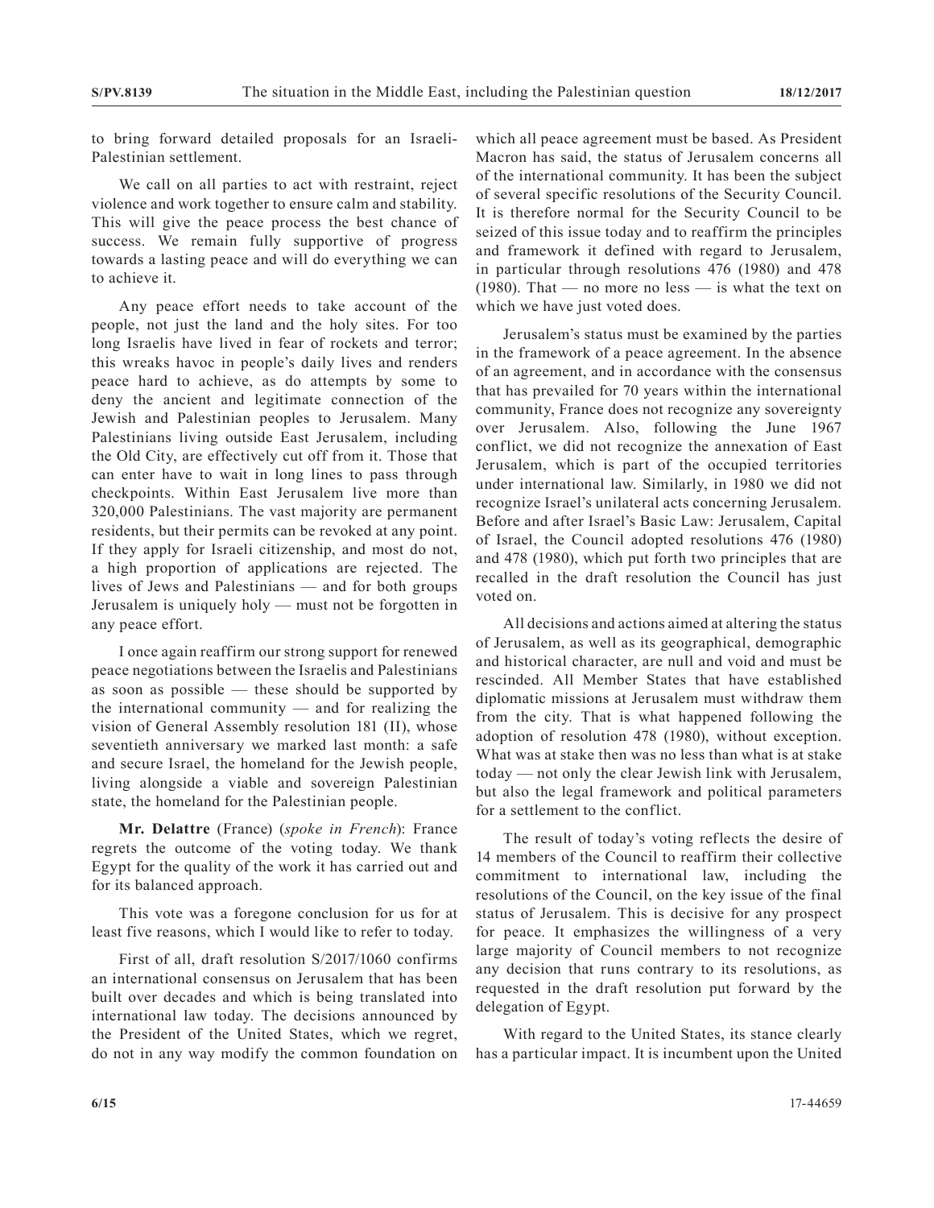to bring forward detailed proposals for an Israeli-Palestinian settlement.

We call on all parties to act with restraint, reject violence and work together to ensure calm and stability. This will give the peace process the best chance of success. We remain fully supportive of progress towards a lasting peace and will do everything we can to achieve it.

Any peace effort needs to take account of the people, not just the land and the holy sites. For too long Israelis have lived in fear of rockets and terror; this wreaks havoc in people's daily lives and renders peace hard to achieve, as do attempts by some to deny the ancient and legitimate connection of the Jewish and Palestinian peoples to Jerusalem. Many Palestinians living outside East Jerusalem, including the Old City, are effectively cut off from it. Those that can enter have to wait in long lines to pass through checkpoints. Within East Jerusalem live more than 320,000 Palestinians. The vast majority are permanent residents, but their permits can be revoked at any point. If they apply for Israeli citizenship, and most do not, a high proportion of applications are rejected. The lives of Jews and Palestinians — and for both groups Jerusalem is uniquely holy — must not be forgotten in any peace effort.

I once again reaffirm our strong support for renewed peace negotiations between the Israelis and Palestinians as soon as possible — these should be supported by the international community — and for realizing the vision of General Assembly resolution 181 (II), whose seventieth anniversary we marked last month: a safe and secure Israel, the homeland for the Jewish people, living alongside a viable and sovereign Palestinian state, the homeland for the Palestinian people.

**Mr. Delattre** (France) (*spoke in French*): France regrets the outcome of the voting today. We thank Egypt for the quality of the work it has carried out and for its balanced approach.

This vote was a foregone conclusion for us for at least five reasons, which I would like to refer to today.

First of all, draft resolution S/2017/1060 confirms an international consensus on Jerusalem that has been built over decades and which is being translated into international law today. The decisions announced by the President of the United States, which we regret, do not in any way modify the common foundation on which all peace agreement must be based. As President Macron has said, the status of Jerusalem concerns all of the international community. It has been the subject of several specific resolutions of the Security Council. It is therefore normal for the Security Council to be seized of this issue today and to reaffirm the principles and framework it defined with regard to Jerusalem, in particular through resolutions 476 (1980) and 478 (1980). That — no more no less — is what the text on which we have just voted does.

Jerusalem's status must be examined by the parties in the framework of a peace agreement. In the absence of an agreement, and in accordance with the consensus that has prevailed for 70 years within the international community, France does not recognize any sovereignty over Jerusalem. Also, following the June 1967 conflict, we did not recognize the annexation of East Jerusalem, which is part of the occupied territories under international law. Similarly, in 1980 we did not recognize Israel's unilateral acts concerning Jerusalem. Before and after Israel's Basic Law: Jerusalem, Capital of Israel, the Council adopted resolutions 476 (1980) and 478 (1980), which put forth two principles that are recalled in the draft resolution the Council has just voted on.

All decisions and actions aimed at altering the status of Jerusalem, as well as its geographical, demographic and historical character, are null and void and must be rescinded. All Member States that have established diplomatic missions at Jerusalem must withdraw them from the city. That is what happened following the adoption of resolution 478 (1980), without exception. What was at stake then was no less than what is at stake today — not only the clear Jewish link with Jerusalem, but also the legal framework and political parameters for a settlement to the conflict.

The result of today's voting reflects the desire of 14 members of the Council to reaffirm their collective commitment to international law, including the resolutions of the Council, on the key issue of the final status of Jerusalem. This is decisive for any prospect for peace. It emphasizes the willingness of a very large majority of Council members to not recognize any decision that runs contrary to its resolutions, as requested in the draft resolution put forward by the delegation of Egypt.

With regard to the United States, its stance clearly has a particular impact. It is incumbent upon the United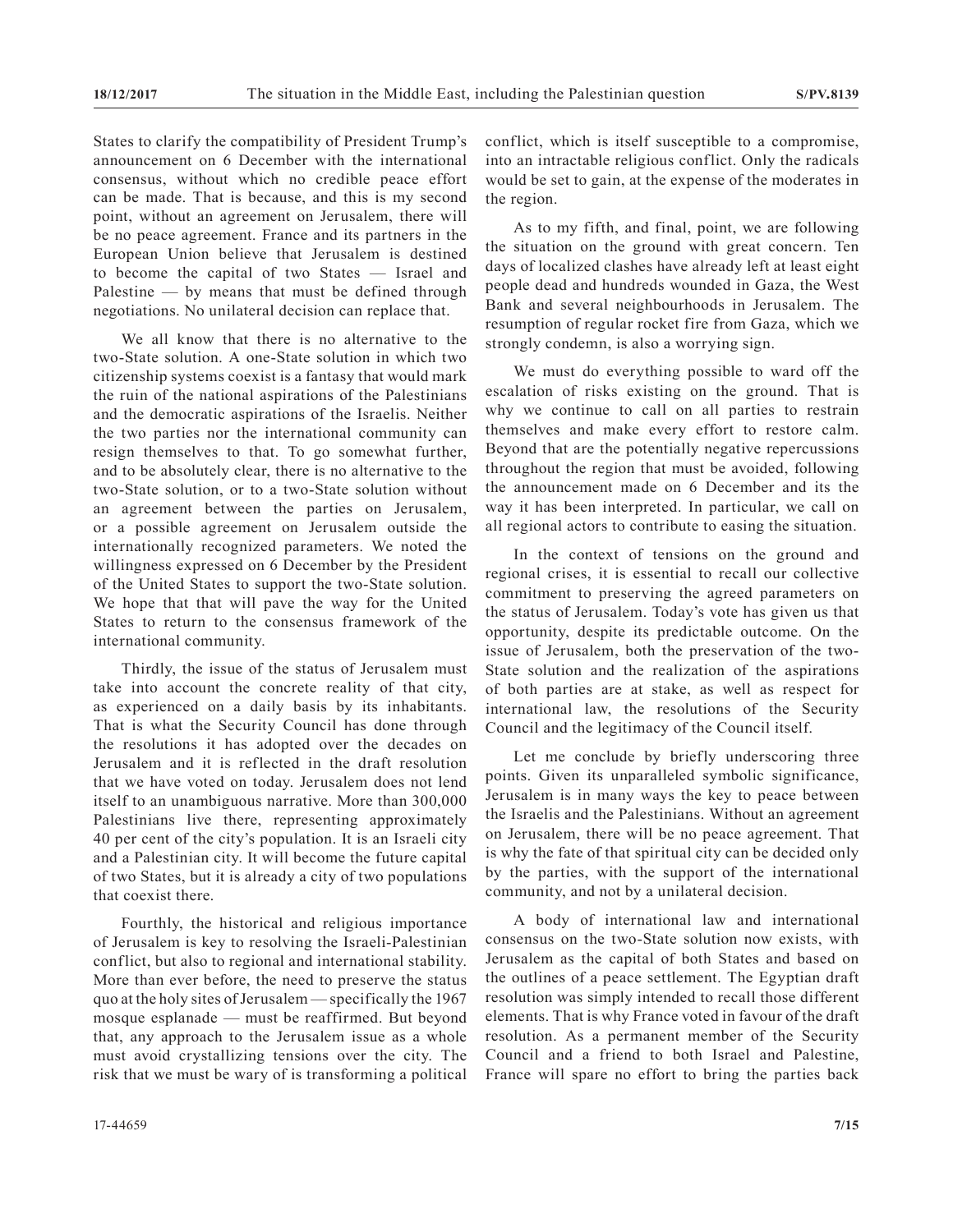States to clarify the compatibility of President Trump's announcement on 6 December with the international consensus, without which no credible peace effort can be made. That is because, and this is my second point, without an agreement on Jerusalem, there will be no peace agreement. France and its partners in the European Union believe that Jerusalem is destined to become the capital of two States — Israel and Palestine — by means that must be defined through negotiations. No unilateral decision can replace that.

We all know that there is no alternative to the two-State solution. A one-State solution in which two citizenship systems coexist is a fantasy that would mark the ruin of the national aspirations of the Palestinians and the democratic aspirations of the Israelis. Neither the two parties nor the international community can resign themselves to that. To go somewhat further, and to be absolutely clear, there is no alternative to the two-State solution, or to a two-State solution without an agreement between the parties on Jerusalem, or a possible agreement on Jerusalem outside the internationally recognized parameters. We noted the willingness expressed on 6 December by the President of the United States to support the two-State solution. We hope that that will pave the way for the United States to return to the consensus framework of the international community.

Thirdly, the issue of the status of Jerusalem must take into account the concrete reality of that city, as experienced on a daily basis by its inhabitants. That is what the Security Council has done through the resolutions it has adopted over the decades on Jerusalem and it is reflected in the draft resolution that we have voted on today. Jerusalem does not lend itself to an unambiguous narrative. More than 300,000 Palestinians live there, representing approximately 40 per cent of the city's population. It is an Israeli city and a Palestinian city. It will become the future capital of two States, but it is already a city of two populations that coexist there.

Fourthly, the historical and religious importance of Jerusalem is key to resolving the Israeli-Palestinian conflict, but also to regional and international stability. More than ever before, the need to preserve the status quo at the holy sites of Jerusalem — specifically the 1967 mosque esplanade — must be reaffirmed. But beyond that, any approach to the Jerusalem issue as a whole must avoid crystallizing tensions over the city. The risk that we must be wary of is transforming a political conflict, which is itself susceptible to a compromise, into an intractable religious conflict. Only the radicals would be set to gain, at the expense of the moderates in the region.

As to my fifth, and final, point, we are following the situation on the ground with great concern. Ten days of localized clashes have already left at least eight people dead and hundreds wounded in Gaza, the West Bank and several neighbourhoods in Jerusalem. The resumption of regular rocket fire from Gaza, which we strongly condemn, is also a worrying sign.

We must do everything possible to ward off the escalation of risks existing on the ground. That is why we continue to call on all parties to restrain themselves and make every effort to restore calm. Beyond that are the potentially negative repercussions throughout the region that must be avoided, following the announcement made on 6 December and its the way it has been interpreted. In particular, we call on all regional actors to contribute to easing the situation.

In the context of tensions on the ground and regional crises, it is essential to recall our collective commitment to preserving the agreed parameters on the status of Jerusalem. Today's vote has given us that opportunity, despite its predictable outcome. On the issue of Jerusalem, both the preservation of the two-State solution and the realization of the aspirations of both parties are at stake, as well as respect for international law, the resolutions of the Security Council and the legitimacy of the Council itself.

Let me conclude by briefly underscoring three points. Given its unparalleled symbolic significance, Jerusalem is in many ways the key to peace between the Israelis and the Palestinians. Without an agreement on Jerusalem, there will be no peace agreement. That is why the fate of that spiritual city can be decided only by the parties, with the support of the international community, and not by a unilateral decision.

A body of international law and international consensus on the two-State solution now exists, with Jerusalem as the capital of both States and based on the outlines of a peace settlement. The Egyptian draft resolution was simply intended to recall those different elements. That is why France voted in favour of the draft resolution. As a permanent member of the Security Council and a friend to both Israel and Palestine, France will spare no effort to bring the parties back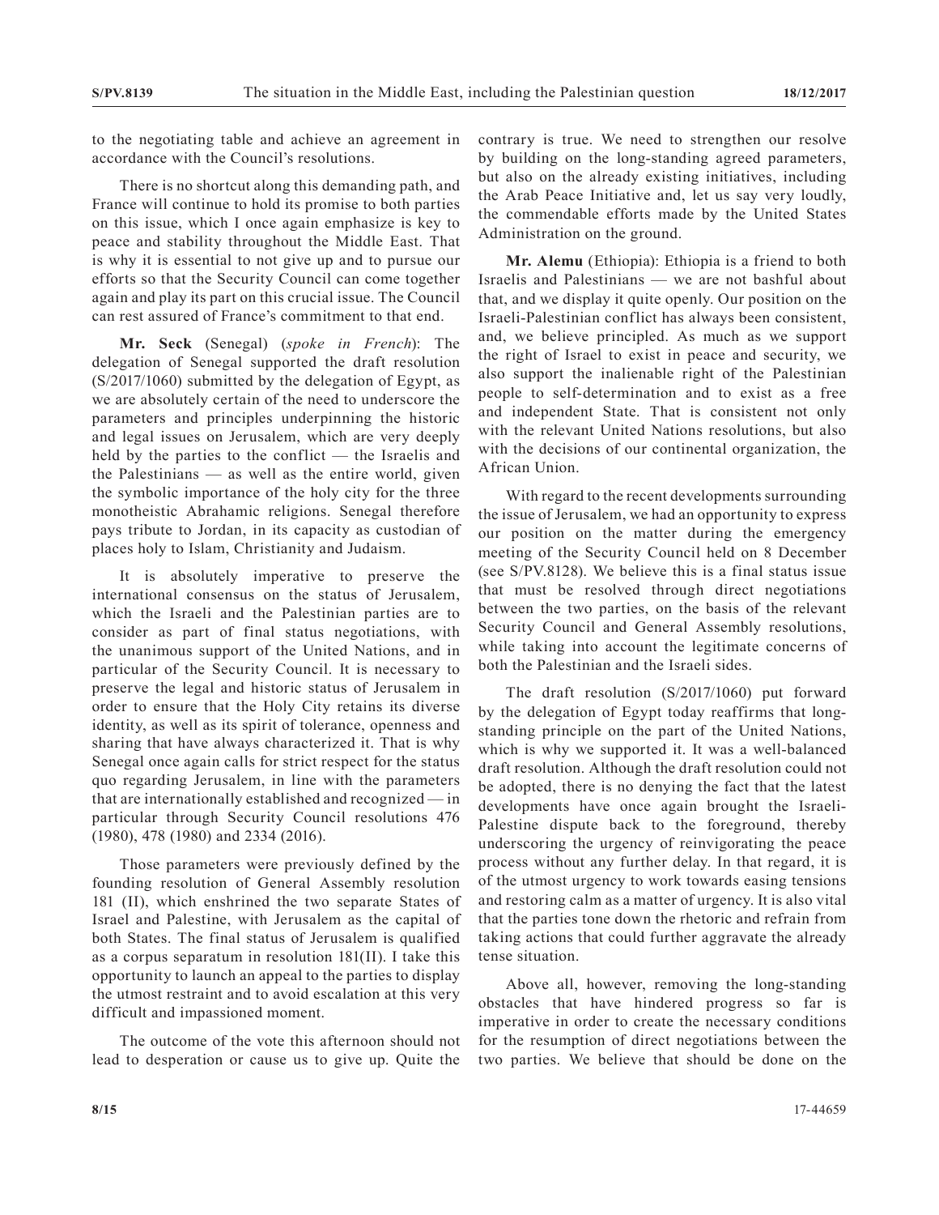to the negotiating table and achieve an agreement in accordance with the Council's resolutions.

There is no shortcut along this demanding path, and France will continue to hold its promise to both parties on this issue, which I once again emphasize is key to peace and stability throughout the Middle East. That is why it is essential to not give up and to pursue our efforts so that the Security Council can come together again and play its part on this crucial issue. The Council can rest assured of France's commitment to that end.

**Mr. Seck** (Senegal) (*spoke in French*): The delegation of Senegal supported the draft resolution (S/2017/1060) submitted by the delegation of Egypt, as we are absolutely certain of the need to underscore the parameters and principles underpinning the historic and legal issues on Jerusalem, which are very deeply held by the parties to the conflict — the Israelis and the Palestinians — as well as the entire world, given the symbolic importance of the holy city for the three monotheistic Abrahamic religions. Senegal therefore pays tribute to Jordan, in its capacity as custodian of places holy to Islam, Christianity and Judaism.

It is absolutely imperative to preserve the international consensus on the status of Jerusalem, which the Israeli and the Palestinian parties are to consider as part of final status negotiations, with the unanimous support of the United Nations, and in particular of the Security Council. It is necessary to preserve the legal and historic status of Jerusalem in order to ensure that the Holy City retains its diverse identity, as well as its spirit of tolerance, openness and sharing that have always characterized it. That is why Senegal once again calls for strict respect for the status quo regarding Jerusalem, in line with the parameters that are internationally established and recognized — in particular through Security Council resolutions 476 (1980), 478 (1980) and 2334 (2016).

Those parameters were previously defined by the founding resolution of General Assembly resolution 181 (II), which enshrined the two separate States of Israel and Palestine, with Jerusalem as the capital of both States. The final status of Jerusalem is qualified as a corpus separatum in resolution 181(II). I take this opportunity to launch an appeal to the parties to display the utmost restraint and to avoid escalation at this very difficult and impassioned moment.

The outcome of the vote this afternoon should not lead to desperation or cause us to give up. Quite the contrary is true. We need to strengthen our resolve by building on the long-standing agreed parameters, but also on the already existing initiatives, including the Arab Peace Initiative and, let us say very loudly, the commendable efforts made by the United States Administration on the ground.

**Mr. Alemu** (Ethiopia): Ethiopia is a friend to both Israelis and Palestinians — we are not bashful about that, and we display it quite openly. Our position on the Israeli-Palestinian conflict has always been consistent, and, we believe principled. As much as we support the right of Israel to exist in peace and security, we also support the inalienable right of the Palestinian people to self-determination and to exist as a free and independent State. That is consistent not only with the relevant United Nations resolutions, but also with the decisions of our continental organization, the African Union.

With regard to the recent developments surrounding the issue of Jerusalem, we had an opportunity to express our position on the matter during the emergency meeting of the Security Council held on 8 December (see S/PV.8128). We believe this is a final status issue that must be resolved through direct negotiations between the two parties, on the basis of the relevant Security Council and General Assembly resolutions, while taking into account the legitimate concerns of both the Palestinian and the Israeli sides.

The draft resolution (S/2017/1060) put forward by the delegation of Egypt today reaffirms that long-standing principle on the part of the United Nations, which is why we supported it. It was a well-balanced draft resolution. Although the draft resolution could not be adopted, there is no denying the fact that the latest developments have once again brought the Israeli-Palestine dispute back to the foreground, thereby underscoring the urgency of reinvigorating the peace process without any further delay. In that regard, it is of the utmost urgency to work towards easing tensions and restoring calm as a matter of urgency. It is also vital that the parties tone down the rhetoric and refrain from taking actions that could further aggravate the already tense situation.

Above all, however, removing the long-standing obstacles that have hindered progress so far is imperative in order to create the necessary conditions for the resumption of direct negotiations between the two parties. We believe that should be done on the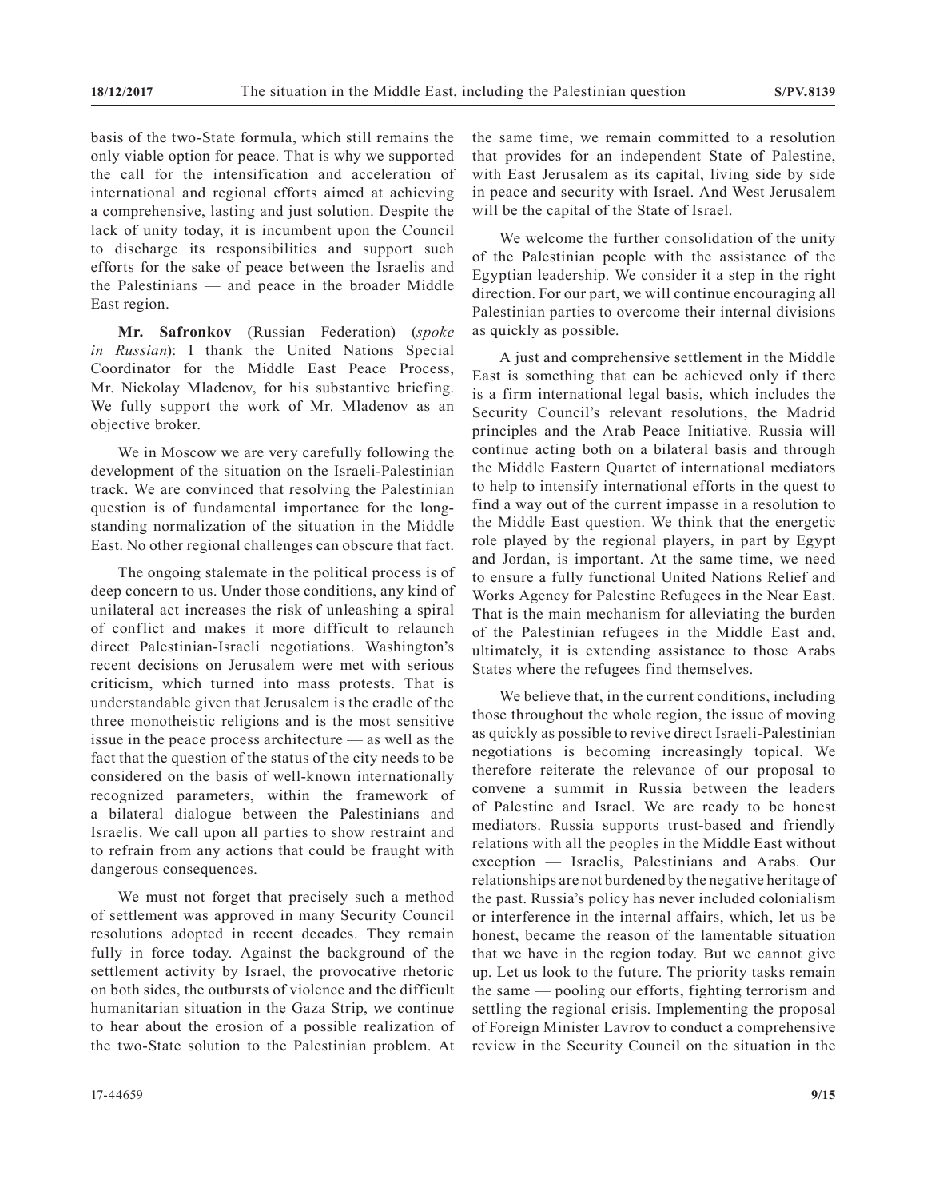basis of the two-State formula, which still remains the only viable option for peace. That is why we supported the call for the intensification and acceleration of international and regional efforts aimed at achieving a comprehensive, lasting and just solution. Despite the lack of unity today, it is incumbent upon the Council to discharge its responsibilities and support such efforts for the sake of peace between the Israelis and the Palestinians — and peace in the broader Middle East region.

**Mr. Safronkov** (Russian Federation) (*spoke in Russian*): I thank the United Nations Special Coordinator for the Middle East Peace Process, Mr. Nickolay Mladenov, for his substantive briefing. We fully support the work of Mr. Mladenov as an objective broker.

We in Moscow we are very carefully following the development of the situation on the Israeli-Palestinian track. We are convinced that resolving the Palestinian question is of fundamental importance for the long-standing normalization of the situation in the Middle East. No other regional challenges can obscure that fact.

The ongoing stalemate in the political process is of deep concern to us. Under those conditions, any kind of unilateral act increases the risk of unleashing a spiral of conflict and makes it more difficult to relaunch direct Palestinian-Israeli negotiations. Washington's recent decisions on Jerusalem were met with serious criticism, which turned into mass protests. That is understandable given that Jerusalem is the cradle of the three monotheistic religions and is the most sensitive issue in the peace process architecture — as well as the fact that the question of the status of the city needs to be considered on the basis of well-known internationally recognized parameters, within the framework of a bilateral dialogue between the Palestinians and Israelis. We call upon all parties to show restraint and to refrain from any actions that could be fraught with dangerous consequences.

We must not forget that precisely such a method of settlement was approved in many Security Council resolutions adopted in recent decades. They remain fully in force today. Against the background of the settlement activity by Israel, the provocative rhetoric on both sides, the outbursts of violence and the difficult humanitarian situation in the Gaza Strip, we continue to hear about the erosion of a possible realization of the two-State solution to the Palestinian problem. At the same time, we remain committed to a resolution that provides for an independent State of Palestine, with East Jerusalem as its capital, living side by side in peace and security with Israel. And West Jerusalem will be the capital of the State of Israel.

We welcome the further consolidation of the unity of the Palestinian people with the assistance of the Egyptian leadership. We consider it a step in the right direction. For our part, we will continue encouraging all Palestinian parties to overcome their internal divisions as quickly as possible.

A just and comprehensive settlement in the Middle East is something that can be achieved only if there is a firm international legal basis, which includes the Security Council's relevant resolutions, the Madrid principles and the Arab Peace Initiative. Russia will continue acting both on a bilateral basis and through the Middle Eastern Quartet of international mediators to help to intensify international efforts in the quest to find a way out of the current impasse in a resolution to the Middle East question. We think that the energetic role played by the regional players, in part by Egypt and Jordan, is important. At the same time, we need to ensure a fully functional United Nations Relief and Works Agency for Palestine Refugees in the Near East. That is the main mechanism for alleviating the burden of the Palestinian refugees in the Middle East and, ultimately, it is extending assistance to those Arab States where the refugees find themselves.

We believe that, in the current conditions, including those throughout the whole region, the issue of moving as quickly as possible to revive direct Israeli-Palestinian negotiations is becoming increasingly topical. We therefore reiterate the relevance of our proposal to convene a summit in Russia between the leaders of Palestine and Israel. We are ready to be honest mediators. Russia supports trust-based and friendly relations with all the peoples in the Middle East without exception — Israelis, Palestinians and Arabs. Our relationships are not burdened by the negative heritage of the past. Russia's policy has never included colonialism or interference in the internal affairs, which, let us be honest, became the reason of the lamentable situation that we have in the region today. But we cannot give up. Let us look to the future. The priority tasks remain the same — pooling our efforts, fighting terrorism and settling the regional crisis. Implementing the proposal of Foreign Minister Lavrov to conduct a comprehensive review in the Security Council on the situation in the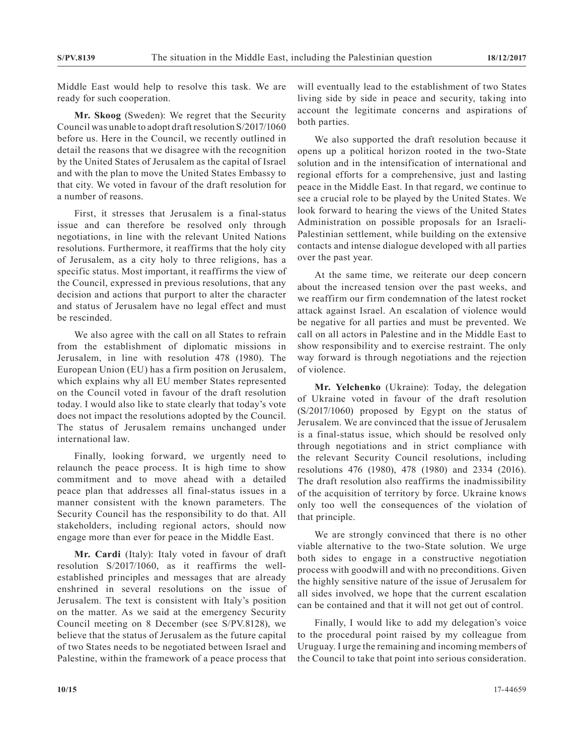Middle East would help to resolve this task. We are ready for such cooperation.

**Mr. Skoog** (Sweden): We regret that the Security Council was unable to adopt draft resolution S/2017/1060 before us. Here in the Council, we recently outlined in detail the reasons that we disagree with the recognition by the United States of Jerusalem as the capital of Israel and with the plan to move the United States Embassy to that city. We voted in favour of the draft resolution for a number of reasons.

First, it stresses that Jerusalem is a final-status issue and can therefore be resolved only through negotiations, in line with the relevant United Nations resolutions. Furthermore, it reaffirms that the holy city of Jerusalem, as a city holy to three religions, has a specific status. Most important, it reaffirms the view of the Council, expressed in previous resolutions, that any decision and actions that purport to alter the character and status of Jerusalem have no legal effect and must be rescinded.

We also agree with the call on all States to refrain from the establishment of diplomatic missions in Jerusalem, in line with resolution 478 (1980). The European Union (EU) has a firm position on Jerusalem, which explains why all EU member States represented on the Council voted in favour of the draft resolution today. I would also like to state clearly that today's vote does not impact the resolutions adopted by the Council. The status of Jerusalem remains unchanged under international law.

Finally, looking forward, we urgently need to relaunch the peace process. It is high time to show commitment and to move ahead with a detailed peace plan that addresses all final-status issues in a manner consistent with the known parameters. The Security Council has the responsibility to do that. All stakeholders, including regional actors, should now engage more than ever for peace in the Middle East.

**Mr. Cardi** (Italy): Italy voted in favour of draft resolution S/2017/1060, as it reaffirms the well-established principles and messages that are already enshrined in several resolutions on the issue of Jerusalem. The text is consistent with Italy's position on the matter. As we said at the emergency Security Council meeting on 8 December (see S/PV.8128), we believe that the status of Jerusalem as the future capital of two States needs to be negotiated between Israel and Palestine, within the framework of a peace process that will eventually lead to the establishment of two States living side by side in peace and security, taking into account the legitimate concerns and aspirations of both parties.

We also supported the draft resolution because it opens up a political horizon rooted in the two-State solution and in the intensification of international and regional efforts for a comprehensive, just and lasting peace in the Middle East. In that regard, we continue to see a crucial role to be played by the United States. We look forward to hearing the views of the United States Administration on possible proposals for an Israeli-Palestinian settlement, while building on the extensive contacts and intense dialogue developed with all parties over the past year.

At the same time, we reiterate our deep concern about the increased tension over the past weeks, and we reaffirm our firm condemnation of the latest rocket attack against Israel. An escalation of violence would be negative for all parties and must be prevented. We call on all actors in Palestine and in the Middle East to show responsibility and to exercise restraint. The only way forward is through negotiations and the rejection of violence.

**Mr. Yelchenko** (Ukraine): Today, the delegation of Ukraine voted in favour of the draft resolution (S/2017/1060) proposed by Egypt on the status of Jerusalem. We are convinced that the issue of Jerusalem is a final-status issue, which should be resolved only through negotiations and in strict compliance with the relevant Security Council resolutions, including resolutions 476 (1980), 478 (1980) and 2334 (2016). The draft resolution also reaffirms the inadmissibility of the acquisition of territory by force. Ukraine knows only too well the consequences of the violation of that principle.

We are strongly convinced that there is no other viable alternative to the two-State solution. We urge both sides to engage in a constructive negotiation process with goodwill and with no preconditions. Given the highly sensitive nature of the issue of Jerusalem for all sides involved, we hope that the current escalation can be contained and that it will not get out of control.

Finally, I would like to add my delegation's voice to the procedural point raised by my colleague from Uruguay. I urge the remaining and incoming members of the Council to take that point into serious consideration.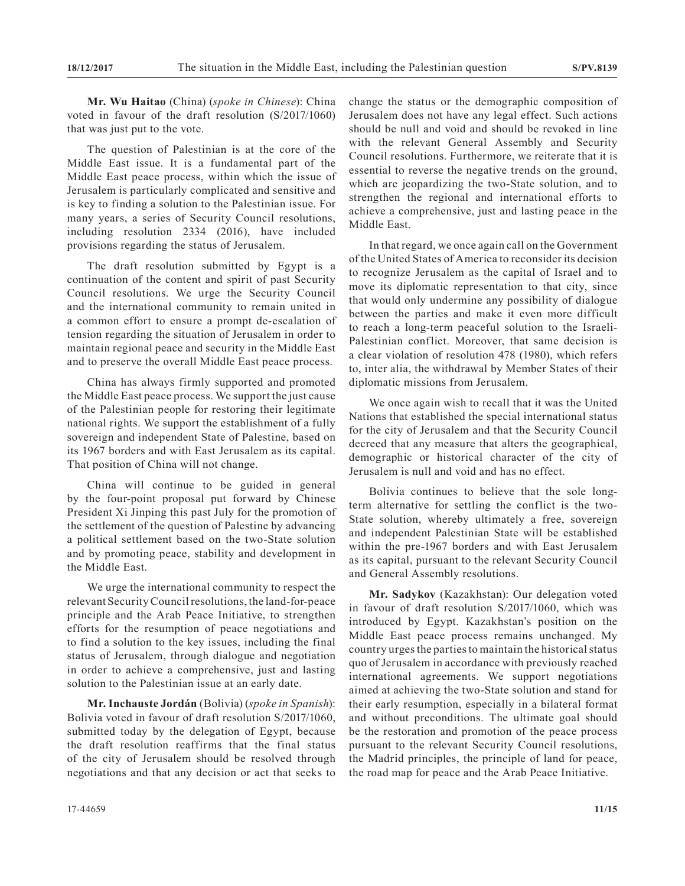**Mr. Wu Haitao** (China) (*spoke in Chinese*): China voted in favour of the draft resolution (S/2017/1060) that was just put to the vote.

The question of Palestinian is at the core of the Middle East issue. It is a fundamental part of the Middle East peace process, within which the issue of Jerusalem is particularly complicated and sensitive and is key to finding a solution to the Palestinian issue. For many years, a series of Security Council resolutions, including resolution 2334 (2016), have included provisions regarding the status of Jerusalem.

The draft resolution submitted by Egypt is a continuation of the content and spirit of past Security Council resolutions. We urge the Security Council and the international community to remain united in a common effort to ensure a prompt de-escalation of tension regarding the situation of Jerusalem in order to maintain regional peace and security in the Middle East and to preserve the overall Middle East peace process.

China has always firmly supported and promoted the Middle East peace process. We support the just cause of the Palestinian people for restoring their legitimate national rights. We support the establishment of a fully sovereign and independent State of Palestine, based on its 1967 borders and with East Jerusalem as its capital. That position of China will not change.

China will continue to be guided in general by the four-point proposal put forward by Chinese President Xi Jinping this past July for the promotion of the settlement of the question of Palestine by advancing a political settlement based on the two-State solution and by promoting peace, stability and development in the Middle East.

We urge the international community to respect the relevant Security Council resolutions, the land-for-peace principle and the Arab Peace Initiative, to strengthen efforts for the resumption of peace negotiations and to find a solution to the key issues, including the final status of Jerusalem, through dialogue and negotiation in order to achieve a comprehensive, just and lasting solution to the Palestinian issue at an early date.

**Mr. Inchauste Jordán** (Bolivia) (*spoke in Spanish*): Bolivia voted in favour of draft resolution S/2017/1060, submitted today by the delegation of Egypt, because the draft resolution reaffirms that the final status of the city of Jerusalem should be resolved through negotiations and that any decision or act that seeks to change the status or the demographic composition of Jerusalem does not have any legal effect. Such actions should be null and void and should be revoked in line with the relevant General Assembly and Security Council resolutions. Furthermore, we reiterate that it is essential to reverse the negative trends on the ground, which are jeopardizing the two-State solution, and to strengthen the regional and international efforts to achieve a comprehensive, just and lasting peace in the Middle East.

In that regard, we once again call on the Government of the United States of America to reconsider its decision to recognize Jerusalem as the capital of Israel and to move its diplomatic representation to that city, since that would only undermine any possibility of dialogue between the parties and make it even more difficult to reach a long-term peaceful solution to the Israeli-Palestinian conflict. Moreover, that same decision is a clear violation of resolution 478 (1980), which refers to, inter alia, the withdrawal by Member States of their diplomatic missions from Jerusalem.

We once again wish to recall that it was the United Nations that established the special international status for the city of Jerusalem and that the Security Council decreed that any measure that alters the geographical, demographic or historical character of the city of Jerusalem is null and void and has no effect.

Bolivia continues to believe that the sole long-term alternative for settling the conflict is the two-State solution, whereby ultimately a free, sovereign and independent Palestinian State will be established within the pre-1967 borders and with East Jerusalem as its capital, pursuant to the relevant Security Council and General Assembly resolutions.

**Mr. Sadykov** (Kazakhstan): Our delegation voted in favour of draft resolution S/2017/1060, which was introduced by Egypt. Kazakhstan's position on the Middle East peace process remains unchanged. My country urges the parties to maintain the historical status quo of Jerusalem in accordance with previously reached international agreements. We support negotiations aimed at achieving the two-State solution and stand for their early resumption, especially in a bilateral format and without preconditions. The ultimate goal should be the restoration and promotion of the peace process pursuant to the relevant Security Council resolutions, the Madrid principles, the principle of land for peace, the road map for peace and the Arab Peace Initiative.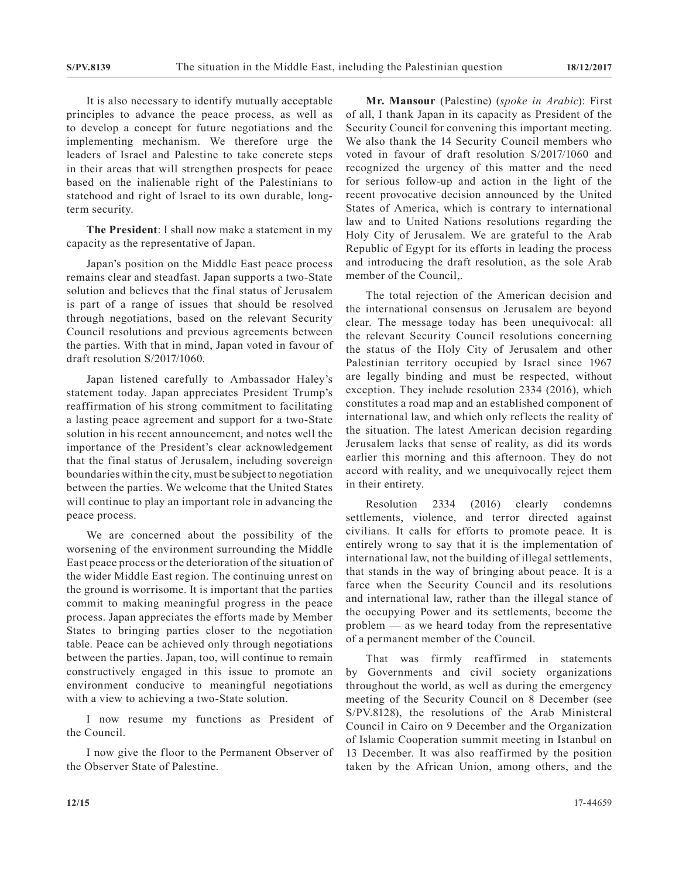It is also necessary to identify mutually acceptable principles to advance the peace process, as well as to develop a concept for future negotiations and the implementing mechanism. We therefore urge the leaders of Israel and Palestine to take concrete steps in their areas that will strengthen prospects for peace based on the inalienable right of the Palestinians to statehood and right of Israel to its own durable, long-term security.

**The President**: I shall now make a statement in my capacity as the representative of Japan.

Japan's position on the Middle East peace process remains clear and steadfast. Japan supports a two-State solution and believes that the final status of Jerusalem is part of a range of issues that should be resolved through negotiations, based on the relevant Security Council resolutions and previous agreements between the parties. With that in mind, Japan voted in favour of draft resolution S/2017/1060.

Japan listened carefully to Ambassador Haley's statement today. Japan appreciates President Trump's reaffirmation of his strong commitment to facilitating a lasting peace agreement and support for a two-State solution in his recent announcement, and notes well the importance of the President's clear acknowledgement that the final status of Jerusalem, including sovereign boundaries within the city, must be subject to negotiation between the parties. We welcome that the United States will continue to play an important role in advancing the peace process.

We are concerned about the possibility of the worsening of the environment surrounding the Middle East peace process or the deterioration of the situation of the wider Middle East region. The continuing unrest on the ground is worrisome. It is important that the parties commit to making meaningful progress in the peace process. Japan appreciates the efforts made by Member States to bringing parties closer to the negotiation table. Peace can be achieved only through negotiations between the parties. Japan, too, will continue to remain constructively engaged in this issue to promote an environment conducive to meaningful negotiations with a view to achieving a two-State solution.

I now resume my functions as President of the Council.

I now give the floor to the Permanent Observer of the Observer State of Palestine.

**Mr. Mansour** (Palestine) (*spoke in Arabic*): First of all, I thank Japan in its capacity as President of the Security Council for convening this important meeting. We also thank the 14 Security Council members who voted in favour of draft resolution S/2017/1060 and recognized the urgency of this matter and the need for serious follow-up and action in the light of the recent provocative decision announced by the United States of America, which is contrary to international law and to United Nations resolutions regarding the Holy City of Jerusalem. We are grateful to the Arab Republic of Egypt for its efforts in leading the process and introducing the draft resolution, as the sole Arab member of the Council,.

The total rejection of the American decision and the international consensus on Jerusalem are beyond clear. The message today has been unequivocal: all the relevant Security Council resolutions concerning the status of the Holy City of Jerusalem and other Palestinian territory occupied by Israel since 1967 are legally binding and must be respected, without exception. They include resolution 2334 (2016), which constitutes a road map and an established component of international law, and which only reflects the reality of the situation. The latest American decision regarding Jerusalem lacks that sense of reality, as did its words earlier this morning and this afternoon. They do not accord with reality, and we unequivocally reject them in their entirety.

Resolution 2334 (2016) clearly condemns settlements, violence, and terror directed against civilians. It calls for efforts to promote peace. It is entirely wrong to say that it is the implementation of international law, not the building of illegal settlements, that stands in the way of bringing about peace. It is a farce when the Security Council and its resolutions and international law, rather than the illegal stance of the occupying Power and its settlements, become the problem — as we heard today from the representative of a permanent member of the Council.

That was firmly reaffirmed in statements by Governments and civil society organizations throughout the world, as well as during the emergency meeting of the Security Council on 8 December (see S/PV.8128), the resolutions of the Arab Ministeral Council in Cairo on 9 December and the Organization of Islamic Cooperation summit meeting in Istanbul on 13 December. It was also reaffirmed by the position taken by the African Union, among others, and the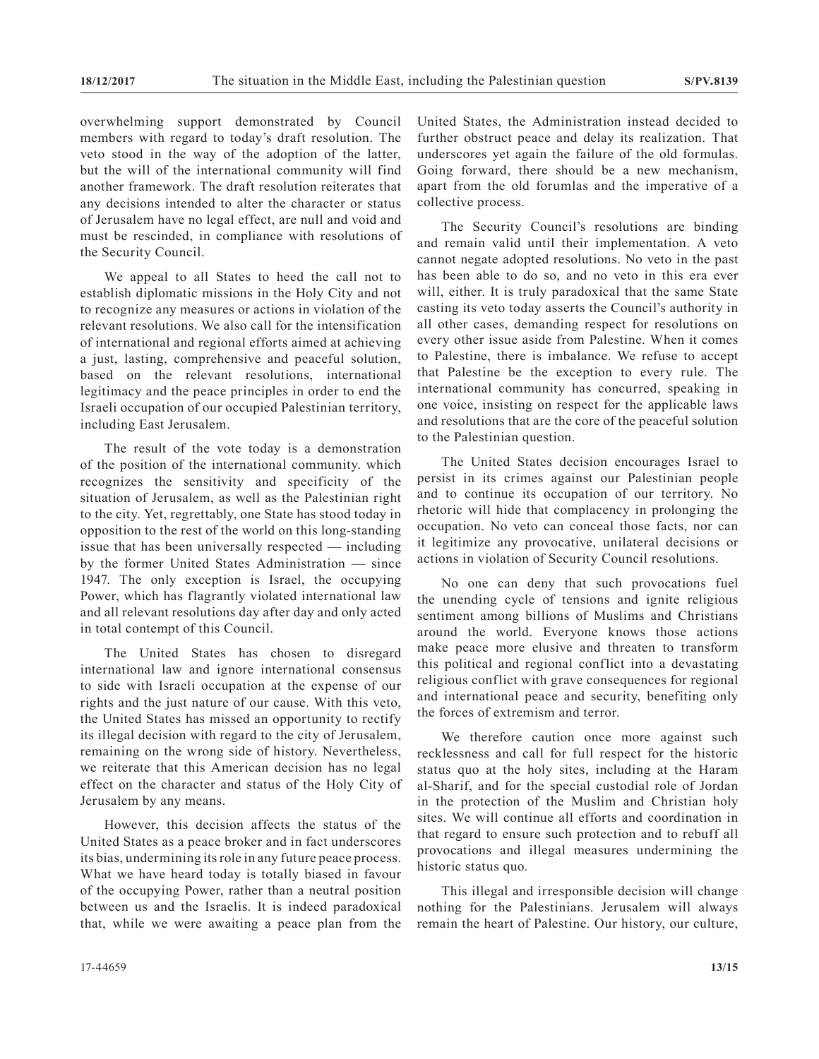overwhelming support demonstrated by Council members with regard to today's draft resolution. The veto stood in the way of the adoption of the latter, but the will of the international community will find another framework. The draft resolution reiterates that any decisions intended to alter the character or status of Jerusalem have no legal effect, are null and void and must be rescinded, in compliance with resolutions of the Security Council.

We appeal to all States to heed the call not to establish diplomatic missions in the Holy City and not to recognize any measures or actions in violation of the relevant resolutions. We also call for the intensification of international and regional efforts aimed at achieving a just, lasting, comprehensive and peaceful solution, based on the relevant resolutions, international legitimacy and the peace principles in order to end the Israeli occupation of our occupied Palestinian territory, including East Jerusalem.

The result of the vote today is a demonstration of the position of the international community. which recognizes the sensitivity and specificity of the situation of Jerusalem, as well as the Palestinian right to the city. Yet, regrettably, one State has stood today in opposition to the rest of the world on this long-standing issue that has been universally respected — including by the former United States Administration — since 1947. The only exception is Israel, the occupying Power, which has flagrantly violated international law and all relevant resolutions day after day and only acted in total contempt of this Council.

The United States has chosen to disregard international law and ignore international consensus to side with Israeli occupation at the expense of our rights and the just nature of our cause. With this veto, the United States has missed an opportunity to rectify its illegal decision with regard to the city of Jerusalem, remaining on the wrong side of history. Nevertheless, we reiterate that this American decision has no legal effect on the character and status of the Holy City of Jerusalem by any means.

However, this decision affects the status of the United States as a peace broker and in fact underscores its bias, undermining its role in any future peace process. What we have heard today is totally biased in favour of the occupying Power, rather than a neutral position between us and the Israelis. It is indeed paradoxical that, while we were awaiting a peace plan from the United States, the Administration instead decided to further obstruct peace and delay its realization. That underscores yet again the failure of the old formulas. Going forward, there should be a new mechanism, apart from the old forumlas and the imperative of a collective process.

The Security Council's resolutions are binding and remain valid until their implementation. A veto cannot negate adopted resolutions. No veto in the past has been able to do so, and no veto in this era ever will, either. It is truly paradoxical that the same State casting its veto today asserts the Council's authority in all other cases, demanding respect for resolutions on every other issue aside from Palestine. When it comes to Palestine, there is imbalance. We refuse to accept that Palestine be the exception to every rule. The international community has concurred, speaking in one voice, insisting on respect for the applicable laws and resolutions that are the core of the peaceful solution to the Palestinian question.

The United States decision encourages Israel to persist in its crimes against our Palestinian people and to continue its occupation of our territory. No rhetoric will hide that complacency in prolonging the occupation. No veto can conceal those facts, nor can it legitimize any provocative, unilateral decisions or actions in violation of Security Council resolutions.

No one can deny that such provocations fuel the unending cycle of tensions and ignite religious sentiment among billions of Muslims and Christians around the world. Everyone knows those actions make peace more elusive and threaten to transform this political and regional conflict into a devastating religious conflict with grave consequences for regional and international peace and security, benefiting only the forces of extremism and terror.

We therefore caution once more against such recklessness and call for full respect for the historic status quo at the holy sites, including at the Haram al-Sharif, and for the special custodial role of Jordan in the protection of the Muslim and Christian holy sites. We will continue all efforts and coordination in that regard to ensure such protection and to rebuff all provocations and illegal measures undermining the historic status quo.

This illegal and irresponsible decision will change nothing for the Palestinians. Jerusalem will always remain the heart of Palestine. Our history, our culture,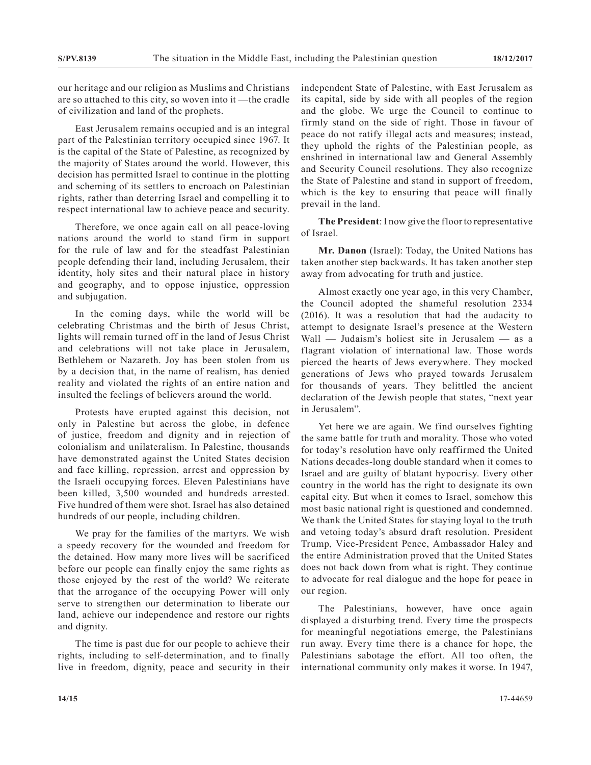our heritage and our religion as Muslims and Christians are so attached to this city, so woven into it —the cradle of civilization and land of the prophets.

East Jerusalem remains occupied and is an integral part of the Palestinian territory occupied since 1967. It is the capital of the State of Palestine, as recognized by the majority of States around the world. However, this decision has permitted Israel to continue in the plotting and scheming of its settlers to encroach on Palestinian rights, rather than deterring Israel and compelling it to respect international law to achieve peace and security.

Therefore, we once again call on all peace-loving nations around the world to stand firm in support for the rule of law and for the steadfast Palestinian people defending their land, including Jerusalem, their identity, holy sites and their natural place in history and geography, and to oppose injustice, oppression and subjugation.

In the coming days, while the world will be celebrating Christmas and the birth of Jesus Christ, lights will remain turned off in the land of Jesus Christ and celebrations will not take place in Jerusalem, Bethlehem or Nazareth. Joy has been stolen from us by a decision that, in the name of realism, has denied reality and violated the rights of an entire nation and insulted the feelings of believers around the world.

Protests have erupted against this decision, not only in Palestine but across the globe, in defence of justice, freedom and dignity and in rejection of colonialism and unilateralism. In Palestine, thousands have demonstrated against the United States decision and face killing, repression, arrest and oppression by the Israeli occupying forces. Eleven Palestinians have been killed, 3,500 wounded and hundreds arrested. Five hundred of them were shot. Israel has also detained hundreds of our people, including children.

We pray for the families of the martyrs. We wish a speedy recovery for the wounded and freedom for the detained. How many more lives will be sacrificed before our people can finally enjoy the same rights as those enjoyed by the rest of the world? We reiterate that the arrogance of the occupying Power will only serve to strengthen our determination to liberate our land, achieve our independence and restore our rights and dignity.

The time is past due for our people to achieve their rights, including to self-determination, and to finally live in freedom, dignity, peace and security in their independent State of Palestine, with East Jerusalem as its capital, side by side with all peoples of the region and the globe. We urge the Council to continue to firmly stand on the side of right. Those in favour of peace do not ratify illegal acts and measures; instead, they uphold the rights of the Palestinian people, as enshrined in international law and General Assembly and Security Council resolutions. They also recognize the State of Palestine and stand in support of freedom, which is the key to ensuring that peace will finally prevail in the land.

**The President**: I now give the floor to representative of Israel.

**Mr. Danon** (Israel): Today, the United Nations has taken another step backwards. It has taken another step away from advocating for truth and justice.

Almost exactly one year ago, in this very Chamber, the Council adopted the shameful resolution 2334 (2016). It was a resolution that had the audacity to attempt to designate Israel's presence at the Western Wall — Judaism's holiest site in Jerusalem — as a flagrant violation of international law. Those words pierced the hearts of Jews everywhere. They mocked generations of Jews who prayed towards Jerusalem for thousands of years. They belittled the ancient declaration of the Jewish people that states, "next year in Jerusalem".

Yet here we are again. We find ourselves fighting the same battle for truth and morality. Those who voted for today's resolution have only reaffirmed the United Nations decades-long double standard when it comes to Israel and are guilty of blatant hypocrisy. Every other country in the world has the right to designate its own capital city. But when it comes to Israel, somehow this most basic national right is questioned and condemned. We thank the United States for staying loyal to the truth and vetoing today's absurd draft resolution. President Trump, Vice-President Pence, Ambassador Haley and the entire Administration proved that the United States does not back down from what is right. They continue to advocate for real dialogue and the hope for peace in our region.

The Palestinians, however, have once again displayed a disturbing trend. Every time the prospects for meaningful negotiations emerge, the Palestinians run away. Every time there is a chance for hope, the Palestinians sabotage the effort. All too often, the international community only makes it worse. In 1947,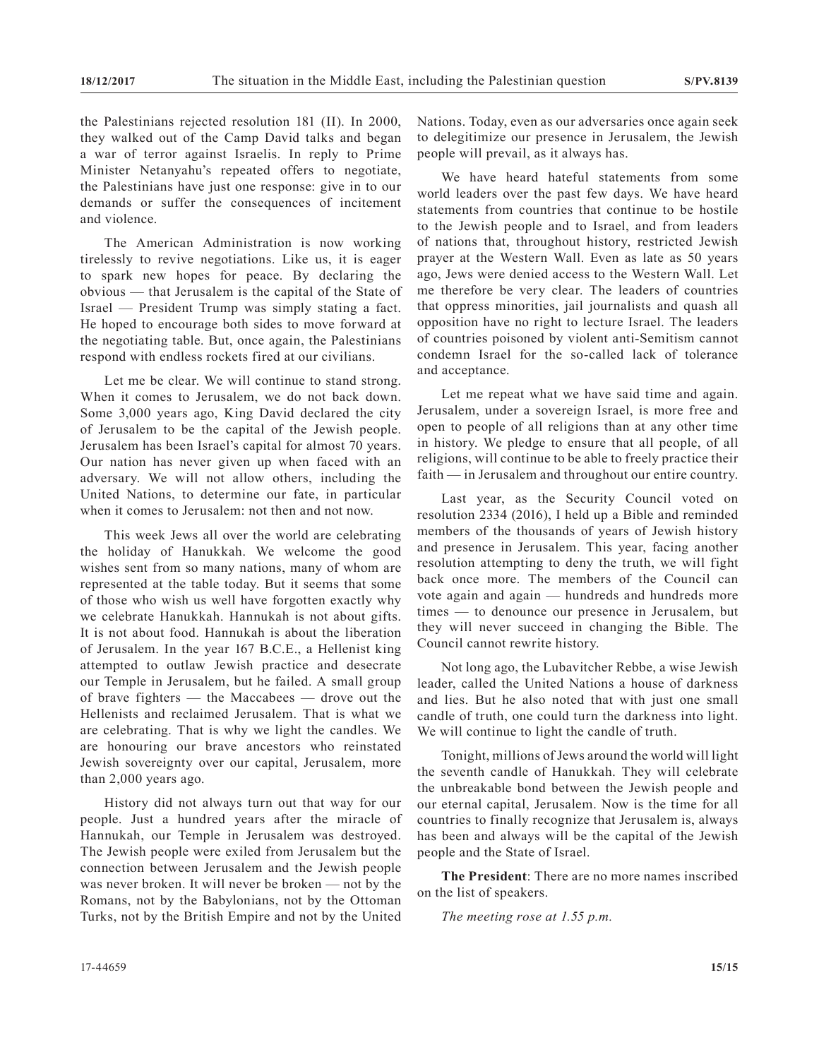the Palestinians rejected resolution 181 (II). In 2000, they walked out of the Camp David talks and began a war of terror against Israelis. In reply to Prime Minister Netanyahu's repeated offers to negotiate, the Palestinians have just one response: give in to our demands or suffer the consequences of incitement and violence.

The American Administration is now working tirelessly to revive negotiations. Like us, it is eager to spark new hopes for peace. By declaring the obvious — that Jerusalem is the capital of the State of Israel — President Trump was simply stating a fact. He hoped to encourage both sides to move forward at the negotiating table. But, once again, the Palestinians respond with endless rockets fired at our civilians.

Let me be clear. We will continue to stand strong. When it comes to Jerusalem, we do not back down. Some 3,000 years ago, King David declared the city of Jerusalem to be the capital of the Jewish people. Jerusalem has been Israel's capital for almost 70 years. Our nation has never given up when faced with an adversary. We will not allow others, including the United Nations, to determine our fate, in particular when it comes to Jerusalem: not then and not now.

This week Jews all over the world are celebrating the holiday of Hanukkah. We welcome the good wishes sent from so many nations, many of whom are represented at the table today. But it seems that some of those who wish us well have forgotten exactly why we celebrate Hanukkah. Hannukah is not about gifts. It is not about food. Hannukah is about the liberation of Jerusalem. In the year 167 B.C.E., a Hellenist king attempted to outlaw Jewish practice and desecrate our Temple in Jerusalem, but he failed. A small group of brave fighters — the Maccabees — drove out the Hellenists and reclaimed Jerusalem. That is what we are celebrating. That is why we light the candles. We are honouring our brave ancestors who reinstated Jewish sovereignty over our capital, Jerusalem, more than 2,000 years ago.

History did not always turn out that way for our people. Just a hundred years after the miracle of Hannukah, our Temple in Jerusalem was destroyed. The Jewish people were exiled from Jerusalem but the connection between Jerusalem and the Jewish people was never broken. It will never be broken — not by the Romans, not by the Babylonians, not by the Ottoman Turks, not by the British Empire and not by the United Nations. Today, even as our adversaries once again seek to delegitimize our presence in Jerusalem, the Jewish people will prevail, as it always has.

We have heard hateful statements from some world leaders over the past few days. We have heard statements from countries that continue to be hostile to the Jewish people and to Israel, and from leaders of nations that, throughout history, restricted Jewish prayer at the Western Wall. Even as late as 50 years ago, Jews were denied access to the Western Wall. Let me therefore be very clear. The leaders of countries that oppress minorities, jail journalists and quash all opposition have no right to lecture Israel. The leaders of countries poisoned by violent anti-Semitism cannot condemn Israel for the so-called lack of tolerance and acceptance.

Let me repeat what we have said time and again. Jerusalem, under a sovereign Israel, is more free and open to people of all religions than at any other time in history. We pledge to ensure that all people, of all religions, will continue to be able to freely practice their faith — in Jerusalem and throughout our entire country.

Last year, as the Security Council voted on resolution 2334 (2016), I held up a Bible and reminded members of the thousands of years of Jewish history and presence in Jerusalem. This year, facing another resolution attempting to deny the truth, we will fight back once more. The members of the Council can vote again and again — hundreds and hundreds more times — to denounce our presence in Jerusalem, but they will never succeed in changing the Bible. The Council cannot rewrite history.

Not long ago, the Lubavitcher Rebbe, a wise Jewish leader, called the United Nations a house of darkness and lies. But he also noted that with just one small candle of truth, one could turn the darkness into light. We will continue to light the candle of truth.

Tonight, millions of Jews around the world will light the seventh candle of Hanukkah. They will celebrate the unbreakable bond between the Jewish people and our eternal capital, Jerusalem. Now is the time for all countries to finally recognize that Jerusalem is, always has been and always will be the capital of the Jewish people and the State of Israel.

**The President**: There are no more names inscribed on the list of speakers.

*The meeting rose at 1.55 p.m.*